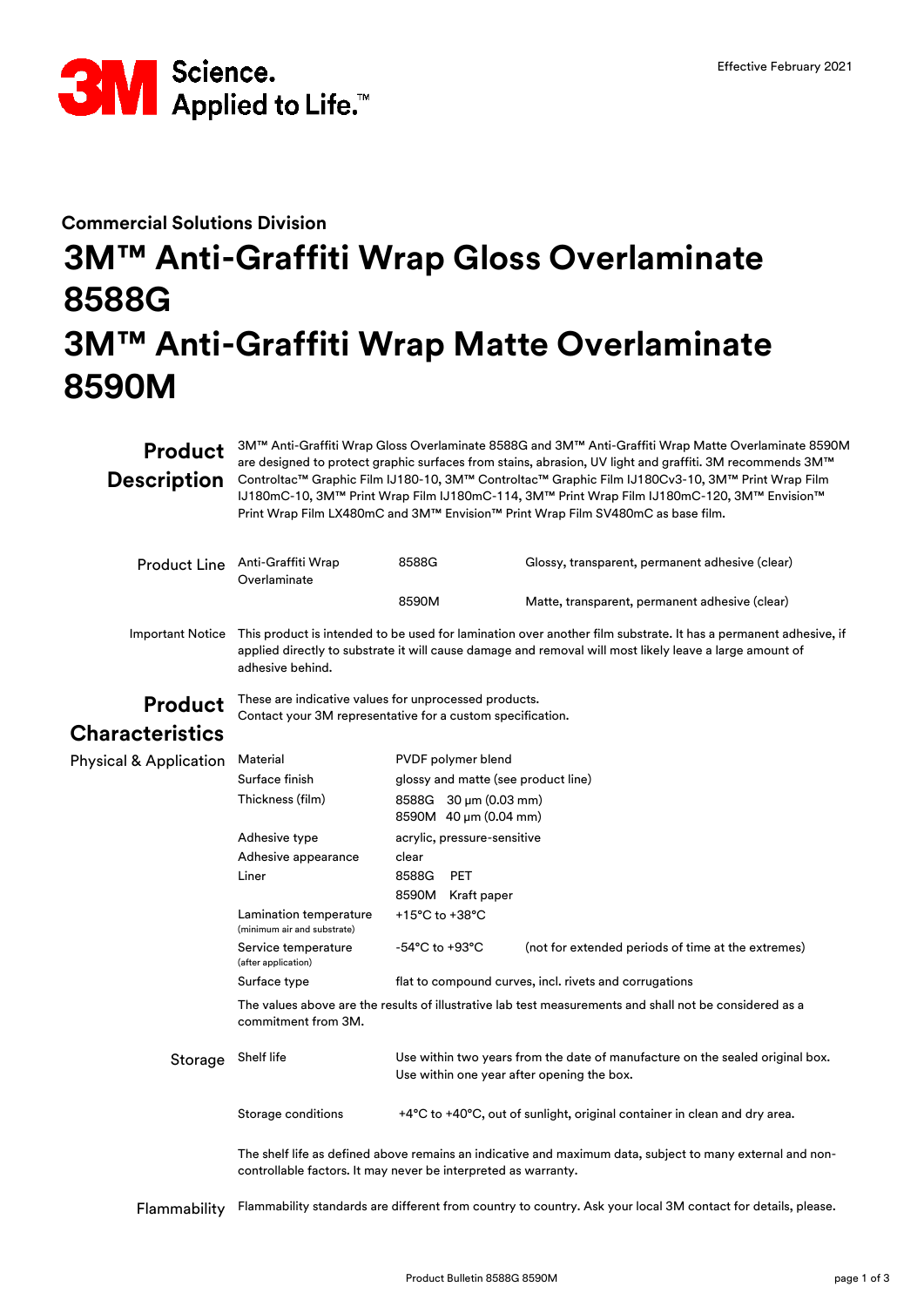Effective February 2021

## Commercial Solutions Division

# 3M™ Anti-Graffiti Wrap Gloss Overlaminate 8588G
# 3M™ Anti-Graffiti Wrap Matte Overlaminate 8590M

## Product Description

3M™ Anti-Graffiti Wrap Gloss Overlaminate 8588G and 3M™ Anti-Graffiti Wrap Matte Overlaminate 8590M are designed to protect graphic surfaces from stains, abrasion, UV light and graffiti. 3M recommends 3M™ Controltac™ Graphic Film IJ180-10, 3M™ Controltac™ Graphic Film IJ180Cv3-10, 3M™ Print Wrap Film IJ180mC-10, 3M™ Print Wrap Film IJ180mC-114, 3M™ Print Wrap Film IJ180mC-120, 3M™ Envision™ Print Wrap Film LX480mC and 3M™ Envision™ Print Wrap Film SV480mC as base film.

**Product Line**

| | | |
|---|---|---|
| Anti-Graffiti Wrap Overlaminate | 8588G | Glossy, transparent, permanent adhesive (clear) |
| | 8590M | Matte, transparent, permanent adhesive (clear) |

**Important Notice** This product is intended to be used for lamination over another film substrate. It has a permanent adhesive, if applied directly to substrate it will cause damage and removal will most likely leave a large amount of adhesive behind.

## Product Characteristics

These are indicative values for unprocessed products.
Contact your 3M representative for a custom specification.

**Physical & Application**

| | | |
|---|---|---|
| Material | PVDF polymer blend | |
| Surface finish | glossy and matte (see product line) | |
| Thickness (film) | 8588G 30 µm (0.03 mm)<br>8590M 40 µm (0.04 mm) | |
| Adhesive type | acrylic, pressure-sensitive | |
| Adhesive appearance | clear | |
| Liner | 8588G PET<br>8590M Kraft paper | |
| Lamination temperature (minimum air and substrate) | +15°C to +38°C | |
| Service temperature (after application) | -54°C to +93°C | (not for extended periods of time at the extremes) |
| Surface type | flat to compound curves, incl. rivets and corrugations | |

The values above are the results of illustrative lab test measurements and shall not be considered as a commitment from 3M.

**Storage**

| | |
|---|---|
| Shelf life | Use within two years from the date of manufacture on the sealed original box. Use within one year after opening the box. |
| Storage conditions | +4°C to +40°C, out of sunlight, original container in clean and dry area. |

The shelf life as defined above remains an indicative and maximum data, subject to many external and non-controllable factors. It may never be interpreted as warranty.

**Flammability** Flammability standards are different from country to country. Ask your local 3M contact for details, please.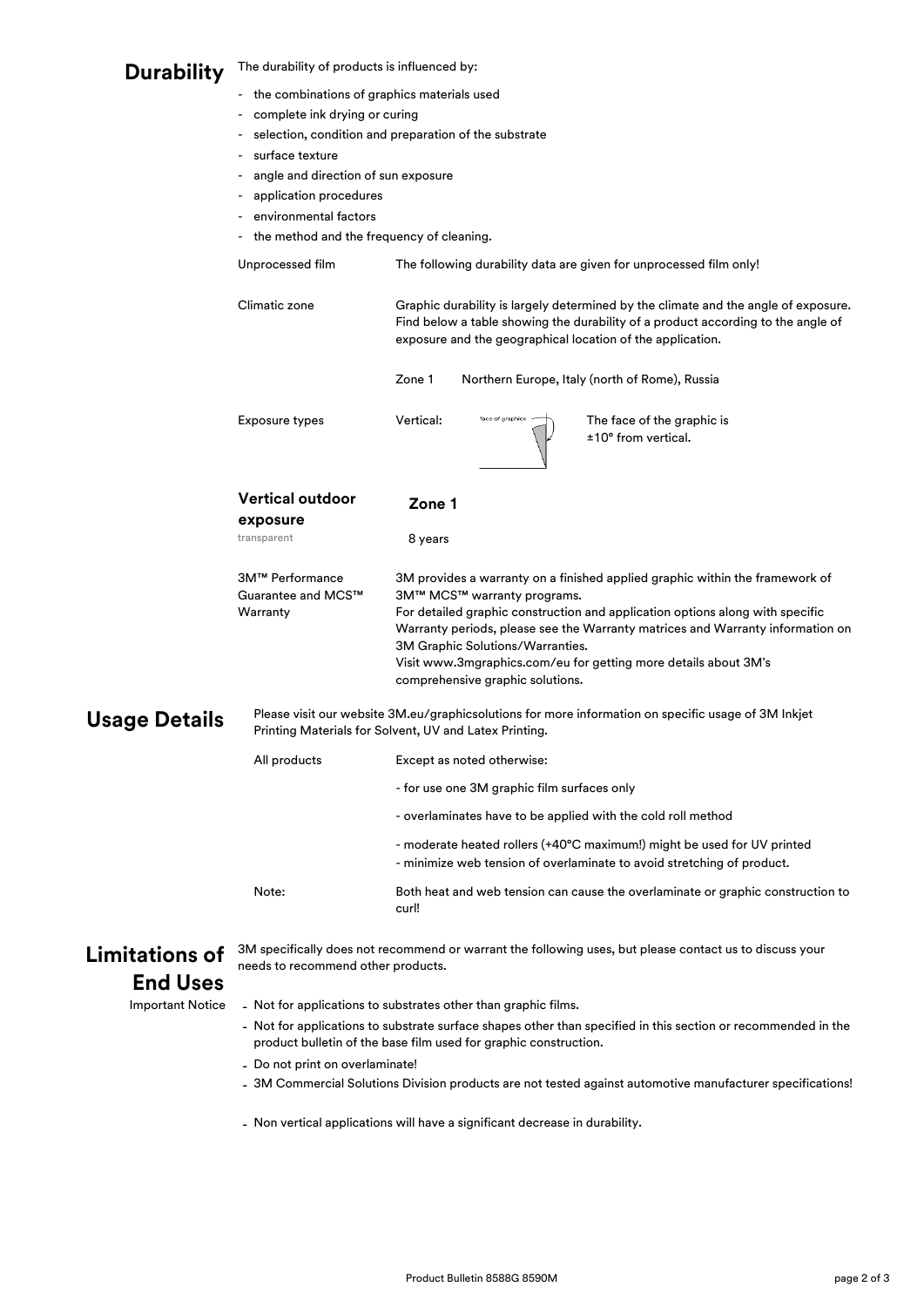## Durability

The durability of products is influenced by:

- the combinations of graphics materials used
- complete ink drying or curing
- selection, condition and preparation of the substrate
- surface texture
- angle and direction of sun exposure
- application procedures
- environmental factors
- the method and the frequency of cleaning.

**Unprocessed film**

The following durability data are given for unprocessed film only!

**Climatic zone**

Graphic durability is largely determined by the climate and the angle of exposure. Find below a table showing the durability of a product according to the angle of exposure and the geographical location of the application.

Zone 1 Northern Europe, Italy (north of Rome), Russia

**Exposure types**

Vertical: The face of the graphic is ±10° from vertical.

| **Vertical outdoor exposure** | **Zone 1** |
|---|---|
| transparent | 8 years |

**3M™ Performance Guarantee and MCS™ Warranty**

3M provides a warranty on a finished applied graphic within the framework of 3M™ MCS™ warranty programs.
For detailed graphic construction and application options along with specific Warranty periods, please see the Warranty matrices and Warranty information on 3M Graphic Solutions/Warranties.
Visit www.3mgraphics.com/eu for getting more details about 3M's comprehensive graphic solutions.

## Usage Details

Please visit our website 3M.eu/graphicsolutions for more information on specific usage of 3M Inkjet Printing Materials for Solvent, UV and Latex Printing.

**All products**

Except as noted otherwise:

- for use one 3M graphic film surfaces only
- overlaminates have to be applied with the cold roll method
- moderate heated rollers (+40°C maximum!) might be used for UV printed
- minimize web tension of overlaminate to avoid stretching of product.

**Note:**

Both heat and web tension can cause the overlaminate or graphic construction to curl!

## Limitations of End Uses

3M specifically does not recommend or warrant the following uses, but please contact us to discuss your needs to recommend other products.

**Important Notice**

- Not for applications to substrates other than graphic films.
- Not for applications to substrate surface shapes other than specified in this section or recommended in the product bulletin of the base film used for graphic construction.
- Do not print on overlaminate!
- 3M Commercial Solutions Division products are not tested against automotive manufacturer specifications!
- Non vertical applications will have a significant decrease in durability.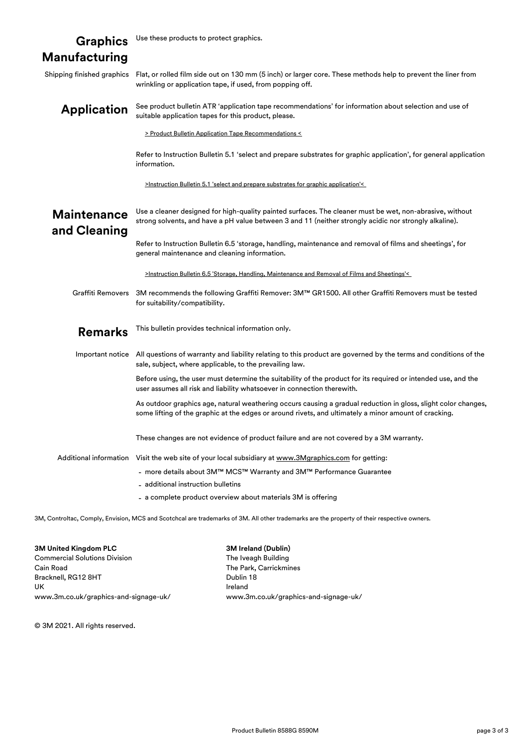## Graphics Manufacturing

Use these products to protect graphics.

**Shipping finished graphics**

Flat, or rolled film side out on 130 mm (5 inch) or larger core. These methods help to prevent the liner from wrinkling or application tape, if used, from popping off.

## Application

See product bulletin ATR 'application tape recommendations' for information about selection and use of suitable application tapes for this product, please.

> Product Bulletin Application Tape Recommendations <

Refer to Instruction Bulletin 5.1 'select and prepare substrates for graphic application', for general application information.

>Instruction Bulletin 5.1 'select and prepare substrates for graphic application'<

## Maintenance and Cleaning

Use a cleaner designed for high-quality painted surfaces. The cleaner must be wet, non-abrasive, without strong solvents, and have a pH value between 3 and 11 (neither strongly acidic nor strongly alkaline).

Refer to Instruction Bulletin 6.5 'storage, handling, maintenance and removal of films and sheetings', for general maintenance and cleaning information.

>Instruction Bulletin 6.5 'Storage, Handling, Maintenance and Removal of Films and Sheetings'<

**Graffiti Removers**

3M recommends the following Graffiti Remover: 3M™ GR1500. All other Graffiti Removers must be tested for suitability/compatibility.

## Remarks

This bulletin provides technical information only.

**Important notice**

All questions of warranty and liability relating to this product are governed by the terms and conditions of the sale, subject, where applicable, to the prevailing law.

Before using, the user must determine the suitability of the product for its required or intended use, and the user assumes all risk and liability whatsoever in connection therewith.

As outdoor graphics age, natural weathering occurs causing a gradual reduction in gloss, slight color changes, some lifting of the graphic at the edges or around rivets, and ultimately a minor amount of cracking.

These changes are not evidence of product failure and are not covered by a 3M warranty.

**Additional information**

Visit the web site of your local subsidiary at www.3Mgraphics.com for getting:

- more details about 3M™ MCS™ Warranty and 3M™ Performance Guarantee
- additional instruction bulletins
- a complete product overview about materials 3M is offering

3M, Controltac, Comply, Envision, MCS and Scotchcal are trademarks of 3M. All other trademarks are the property of their respective owners.

**3M United Kingdom PLC**
Commercial Solutions Division
Cain Road
Bracknell, RG12 8HT
UK
www.3m.co.uk/graphics-and-signage-uk/

**3M Ireland (Dublin)**
The Iveagh Building
The Park, Carrickmines
Dublin 18
Ireland
www.3m.co.uk/graphics-and-signage-uk/

© 3M 2021. All rights reserved.